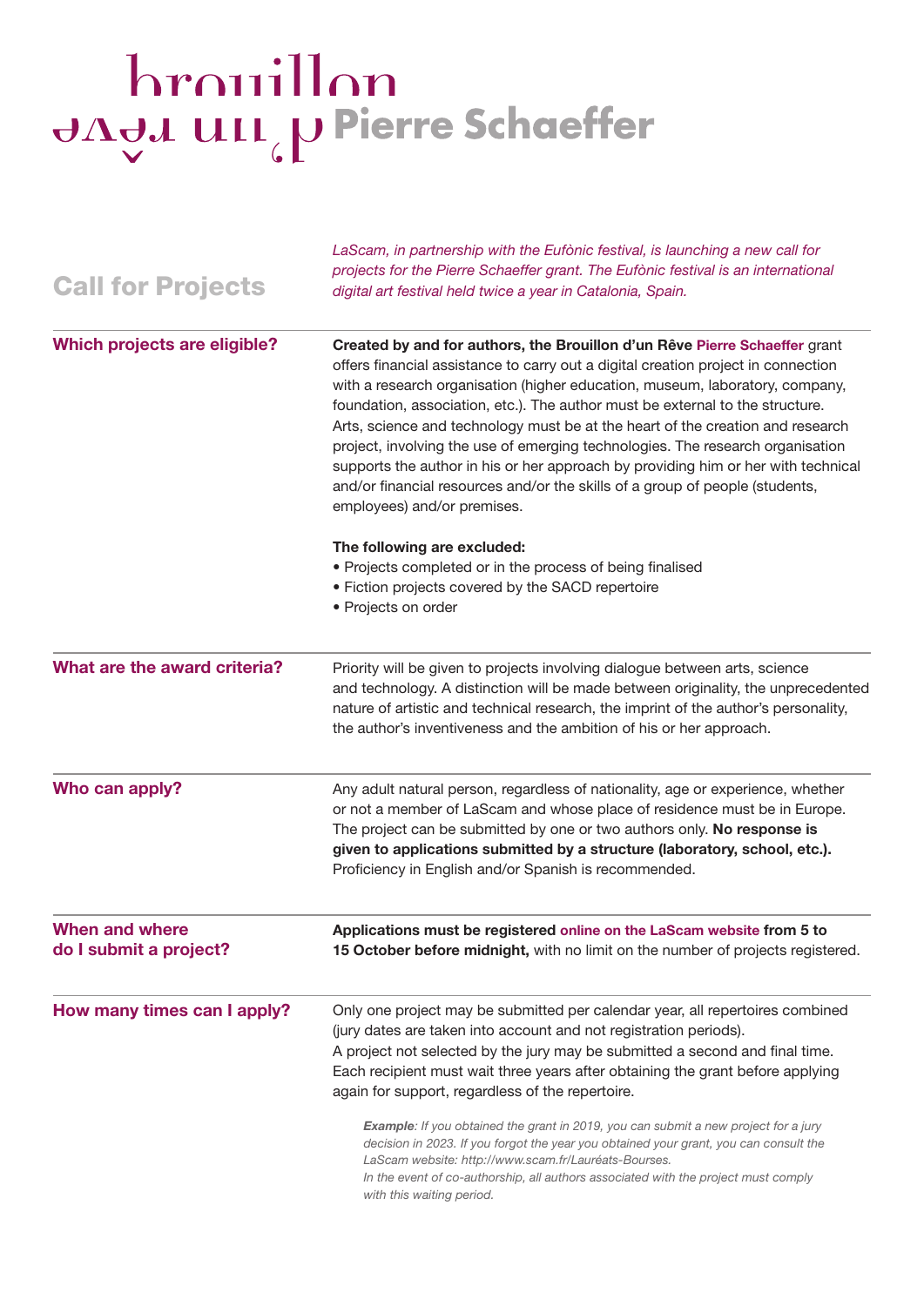# brouillon d'un rêve Pierre Schaeffer

## Call for Projects

*LaScam, in partnership with the Eufònic festival, is launching a new call for projects for the Pierre Schaeffer grant. The Eufònic festival is an international digital art festival held twice a year in Catalonia, Spain.*

### Which projects are eligible?

**Created by and for authors, the Brouillon d'un Rêve Pierre Schaeffer** grant offers financial assistance to carry out a digital creation project in connection with a research organisation (higher education, museum, laboratory, company, foundation, association, etc.). The author must be external to the structure. Arts, science and technology must be at the heart of the creation and research project, involving the use of emerging technologies. The research organisation supports the author in his or her approach by providing him or her with technical and/or financial resources and/or the skills of a group of people (students, employees) and/or premises.

**The following are excluded:**

- Projects completed or in the process of being finalised
- Fiction projects covered by the SACD repertoire
- Projects on order

### What are the award criteria?

Priority will be given to projects involving dialogue between arts, science and technology. A distinction will be made between originality, the unprecedented nature of artistic and technical research, the imprint of the author's personality, the author's inventiveness and the ambition of his or her approach.

### Who can apply?

Any adult natural person, regardless of nationality, age or experience, whether or not a member of LaScam and whose place of residence must be in Europe. The project can be submitted by one or two authors only. **No response is given to applications submitted by a structure (laboratory, school, etc.).** Proficiency in English and/or Spanish is recommended.

### When and where do I submit a project?

**Applications must be registered online on the LaScam website from 5 to 15 October before midnight,** with no limit on the number of projects registered.

### How many times can I apply?

Only one project may be submitted per calendar year, all repertoires combined (jury dates are taken into account and not registration periods).
A project not selected by the jury may be submitted a second and final time.
Each recipient must wait three years after obtaining the grant before applying again for support, regardless of the repertoire.

> ***Example**: If you obtained the grant in 2019, you can submit a new project for a jury decision in 2023. If you forgot the year you obtained your grant, you can consult the LaScam website: http://www.scam.fr/Lauréats-Bourses.*
> *In the event of co-authorship, all authors associated with the project must comply with this waiting period.*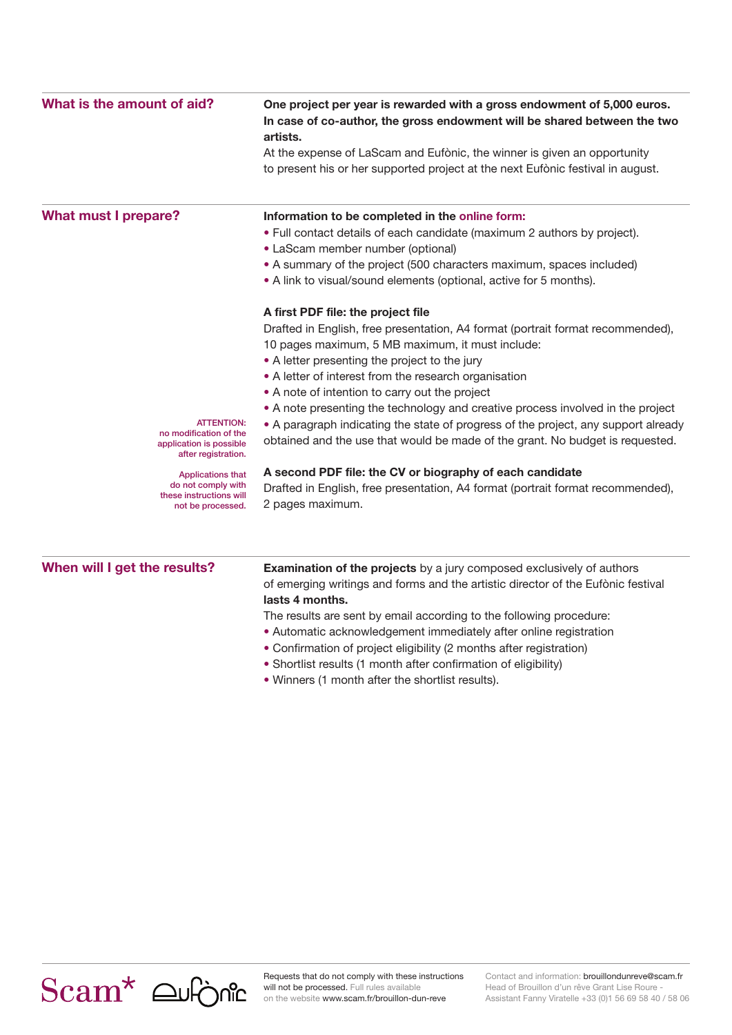## What is the amount of aid?

**One project per year is rewarded with a gross endowment of 5,000 euros. In case of co-author, the gross endowment will be shared between the two artists.**

At the expense of LaScam and Eufònic, the winner is given an opportunity to present his or her supported project at the next Eufònic festival in august.

## What must I prepare?

**Information to be completed in the online form:**

- Full contact details of each candidate (maximum 2 authors by project).
- LaScam member number (optional)
- A summary of the project (500 characters maximum, spaces included)
- A link to visual/sound elements (optional, active for 5 months).

**A first PDF file: the project file**

Drafted in English, free presentation, A4 format (portrait format recommended), 10 pages maximum, 5 MB maximum, it must include:

- A letter presenting the project to the jury
- A letter of interest from the research organisation
- A note of intention to carry out the project
- A note presenting the technology and creative process involved in the project
- A paragraph indicating the state of progress of the project, any support already obtained and the use that would be made of the grant. No budget is requested.

ATTENTION: no modification of the application is possible after registration.

**A second PDF file: the CV or biography of each candidate**

Drafted in English, free presentation, A4 format (portrait format recommended), 2 pages maximum.

Applications that do not comply with these instructions will not be processed.

## When will I get the results?

**Examination of the projects** by a jury composed exclusively of authors of emerging writings and forms and the artistic director of the Eufònic festival **lasts 4 months.**

The results are sent by email according to the following procedure:

- Automatic acknowledgement immediately after online registration
- Confirmation of project eligibility (2 months after registration)
- Shortlist results (1 month after confirmation of eligibility)
- Winners (1 month after the shortlist results).

Scam* Eufònic

Requests that do not comply with these instructions will not be processed. Full rules available on the website www.scam.fr/brouillon-dun-reve

Contact and information: brouillondunreve@scam.fr
Head of Brouillon d'un rêve Grant Lise Roure - Assistant Fanny Viratelle +33 (0)1 56 69 58 40 / 58 06